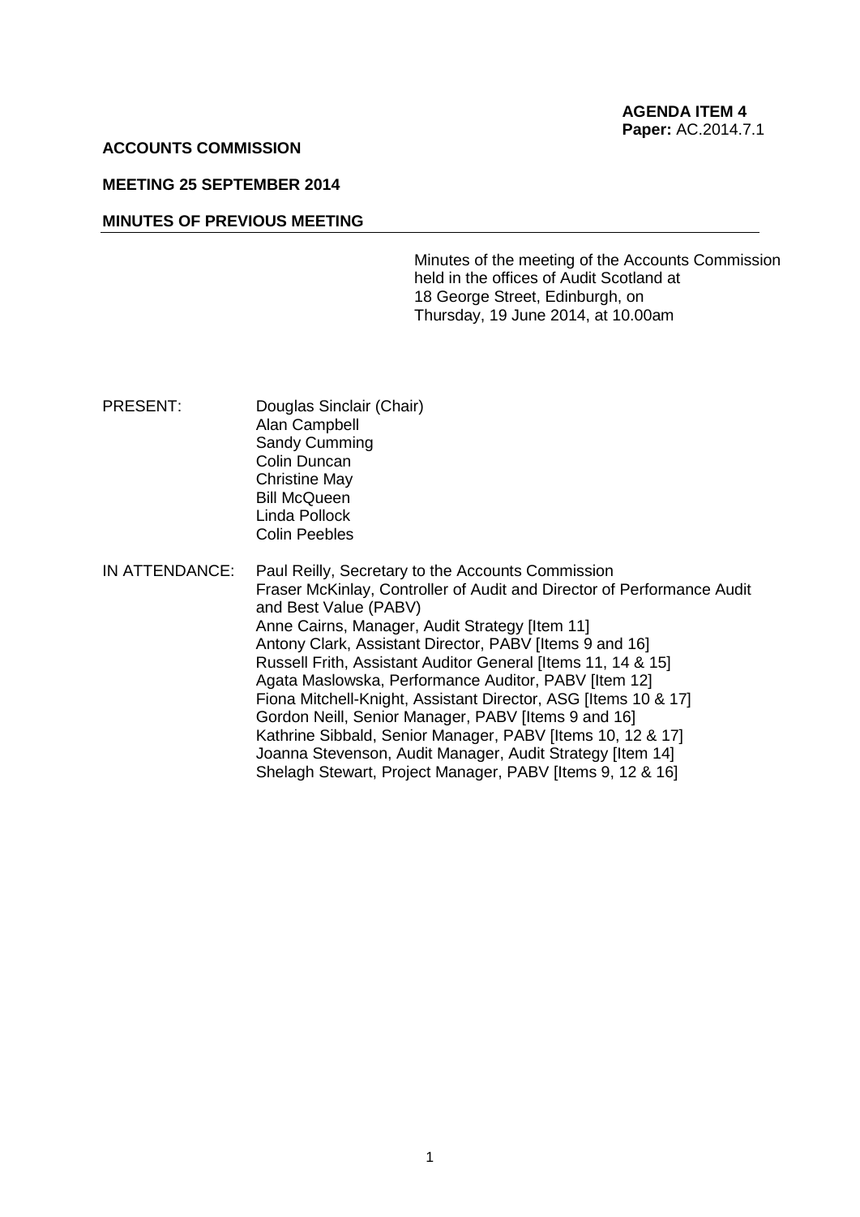**AGENDA ITEM 4**
**Paper:** AC.2014.7.1

**ACCOUNTS COMMISSION**

**MEETING 25 SEPTEMBER 2014**

**MINUTES OF PREVIOUS MEETING**

Minutes of the meeting of the Accounts Commission held in the offices of Audit Scotland at 18 George Street, Edinburgh, on Thursday, 19 June 2014, at 10.00am

PRESENT:

Douglas Sinclair (Chair)
Alan Campbell
Sandy Cumming
Colin Duncan
Christine May
Bill McQueen
Linda Pollock
Colin Peebles

IN ATTENDANCE:

Paul Reilly, Secretary to the Accounts Commission
Fraser McKinlay, Controller of Audit and Director of Performance Audit and Best Value (PABV)
Anne Cairns, Manager, Audit Strategy [Item 11]
Antony Clark, Assistant Director, PABV [Items 9 and 16]
Russell Frith, Assistant Auditor General [Items 11, 14 & 15]
Agata Maslowska, Performance Auditor, PABV [Item 12]
Fiona Mitchell-Knight, Assistant Director, ASG [Items 10 & 17]
Gordon Neill, Senior Manager, PABV [Items 9 and 16]
Kathrine Sibbald, Senior Manager, PABV [Items 10, 12 & 17]
Joanna Stevenson, Audit Manager, Audit Strategy [Item 14]
Shelagh Stewart, Project Manager, PABV [Items 9, 12 & 16]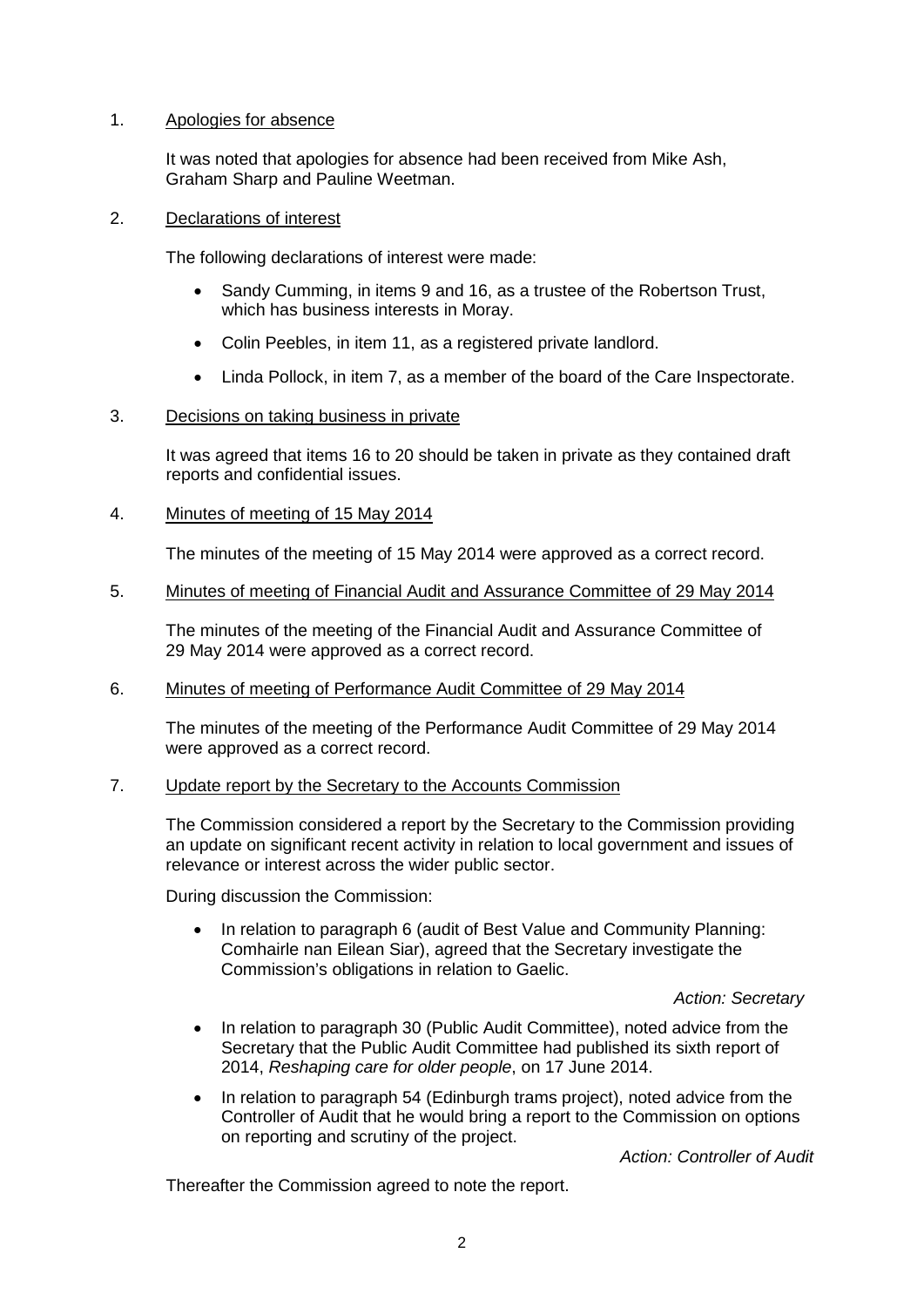1. Apologies for absence

   It was noted that apologies for absence had been received from Mike Ash, Graham Sharp and Pauline Weetman.

2. Declarations of interest

   The following declarations of interest were made:

   - Sandy Cumming, in items 9 and 16, as a trustee of the Robertson Trust, which has business interests in Moray.
   - Colin Peebles, in item 11, as a registered private landlord.
   - Linda Pollock, in item 7, as a member of the board of the Care Inspectorate.

3. Decisions on taking business in private

   It was agreed that items 16 to 20 should be taken in private as they contained draft reports and confidential issues.

4. Minutes of meeting of 15 May 2014

   The minutes of the meeting of 15 May 2014 were approved as a correct record.

5. Minutes of meeting of Financial Audit and Assurance Committee of 29 May 2014

   The minutes of the meeting of the Financial Audit and Assurance Committee of 29 May 2014 were approved as a correct record.

6. Minutes of meeting of Performance Audit Committee of 29 May 2014

   The minutes of the meeting of the Performance Audit Committee of 29 May 2014 were approved as a correct record.

7. Update report by the Secretary to the Accounts Commission

   The Commission considered a report by the Secretary to the Commission providing an update on significant recent activity in relation to local government and issues of relevance or interest across the wider public sector.

   During discussion the Commission:

   - In relation to paragraph 6 (audit of Best Value and Community Planning: Comhairle nan Eilean Siar), agreed that the Secretary investigate the Commission's obligations in relation to Gaelic.

     *Action: Secretary*

   - In relation to paragraph 30 (Public Audit Committee), noted advice from the Secretary that the Public Audit Committee had published its sixth report of 2014, *Reshaping care for older people*, on 17 June 2014.
   - In relation to paragraph 54 (Edinburgh trams project), noted advice from the Controller of Audit that he would bring a report to the Commission on options on reporting and scrutiny of the project.

     *Action: Controller of Audit*

   Thereafter the Commission agreed to note the report.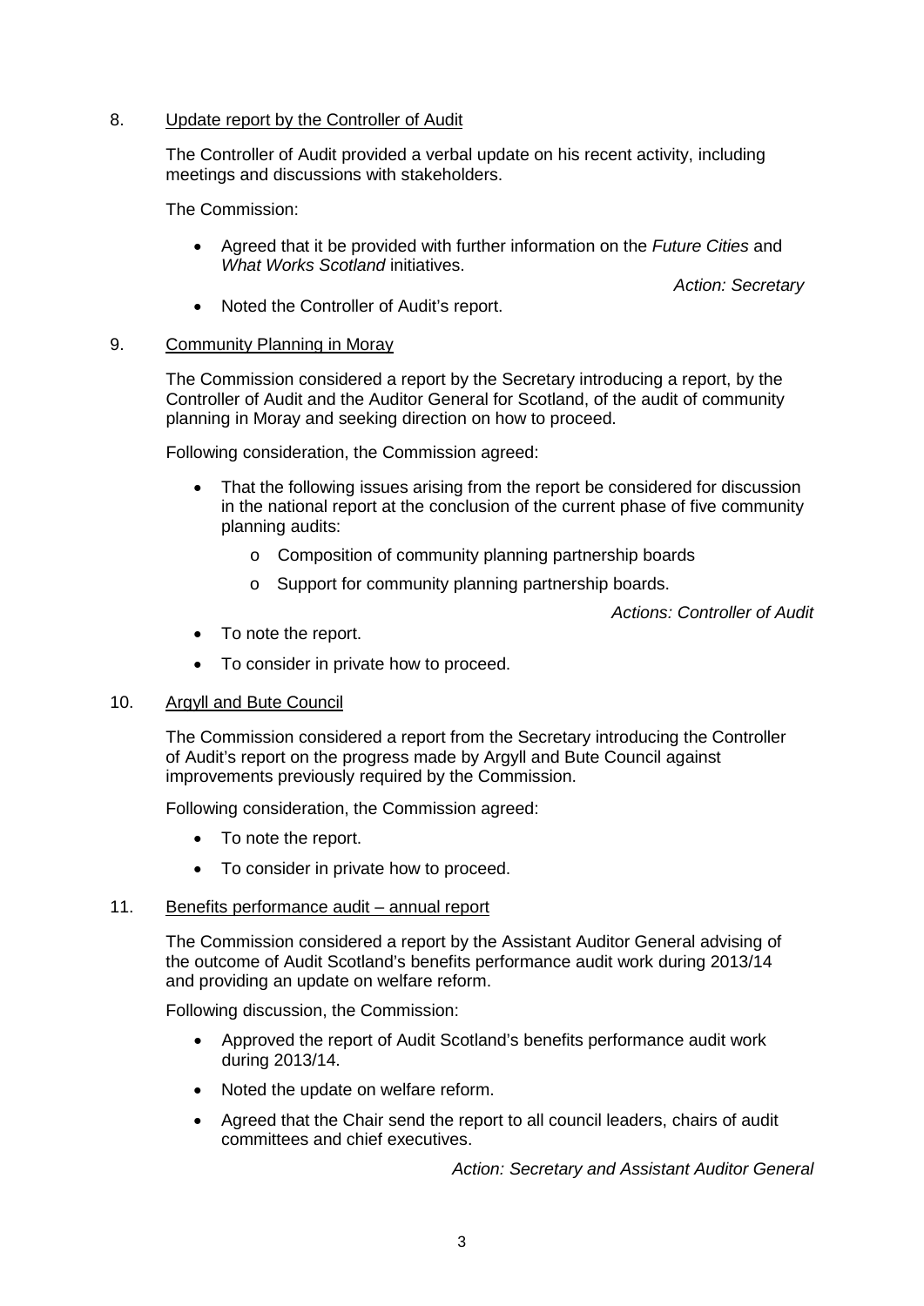## 8. Update report by the Controller of Audit

The Controller of Audit provided a verbal update on his recent activity, including meetings and discussions with stakeholders.

The Commission:

- Agreed that it be provided with further information on the *Future Cities* and *What Works Scotland* initiatives.

  *Action: Secretary*

- Noted the Controller of Audit's report.

## 9. Community Planning in Moray

The Commission considered a report by the Secretary introducing a report, by the Controller of Audit and the Auditor General for Scotland, of the audit of community planning in Moray and seeking direction on how to proceed.

Following consideration, the Commission agreed:

- That the following issues arising from the report be considered for discussion in the national report at the conclusion of the current phase of five community planning audits:
  - Composition of community planning partnership boards
  - Support for community planning partnership boards.

  *Actions: Controller of Audit*

- To note the report.
- To consider in private how to proceed.

## 10. Argyll and Bute Council

The Commission considered a report from the Secretary introducing the Controller of Audit's report on the progress made by Argyll and Bute Council against improvements previously required by the Commission.

Following consideration, the Commission agreed:

- To note the report.
- To consider in private how to proceed.

## 11. Benefits performance audit – annual report

The Commission considered a report by the Assistant Auditor General advising of the outcome of Audit Scotland's benefits performance audit work during 2013/14 and providing an update on welfare reform.

Following discussion, the Commission:

- Approved the report of Audit Scotland's benefits performance audit work during 2013/14.
- Noted the update on welfare reform.
- Agreed that the Chair send the report to all council leaders, chairs of audit committees and chief executives.

  *Action: Secretary and Assistant Auditor General*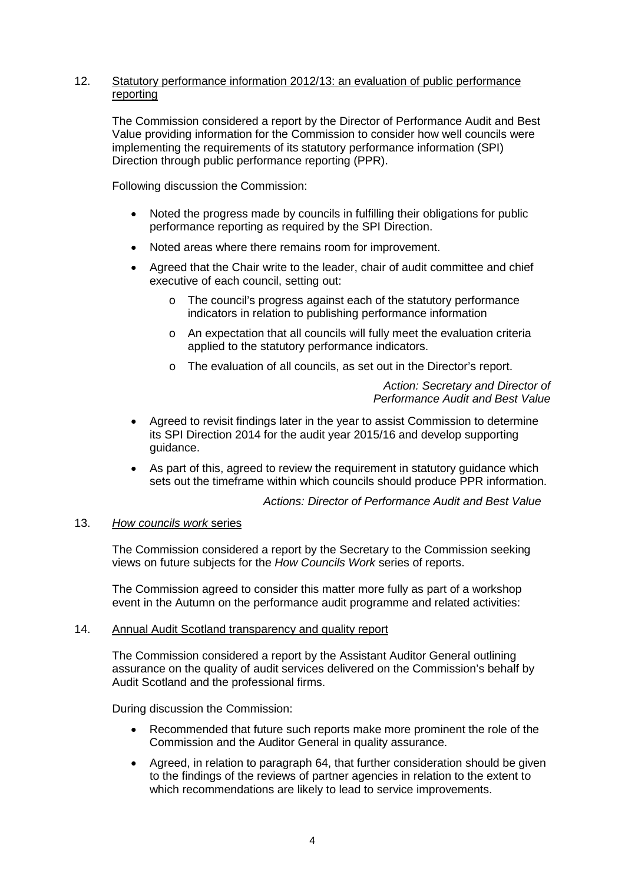12. Statutory performance information 2012/13: an evaluation of public performance reporting

The Commission considered a report by the Director of Performance Audit and Best Value providing information for the Commission to consider how well councils were implementing the requirements of its statutory performance information (SPI) Direction through public performance reporting (PPR).

Following discussion the Commission:

- Noted the progress made by councils in fulfilling their obligations for public performance reporting as required by the SPI Direction.
- Noted areas where there remains room for improvement.
- Agreed that the Chair write to the leader, chair of audit committee and chief executive of each council, setting out:
  - The council's progress against each of the statutory performance indicators in relation to publishing performance information
  - An expectation that all councils will fully meet the evaluation criteria applied to the statutory performance indicators.
  - The evaluation of all councils, as set out in the Director's report.

*Action: Secretary and Director of Performance Audit and Best Value*

- Agreed to revisit findings later in the year to assist Commission to determine its SPI Direction 2014 for the audit year 2015/16 and develop supporting guidance.
- As part of this, agreed to review the requirement in statutory guidance which sets out the timeframe within which councils should produce PPR information.

*Actions: Director of Performance Audit and Best Value*

13. *How councils work* series

The Commission considered a report by the Secretary to the Commission seeking views on future subjects for the *How Councils Work* series of reports.

The Commission agreed to consider this matter more fully as part of a workshop event in the Autumn on the performance audit programme and related activities:

14. Annual Audit Scotland transparency and quality report

The Commission considered a report by the Assistant Auditor General outlining assurance on the quality of audit services delivered on the Commission's behalf by Audit Scotland and the professional firms.

During discussion the Commission:

- Recommended that future such reports make more prominent the role of the Commission and the Auditor General in quality assurance.
- Agreed, in relation to paragraph 64, that further consideration should be given to the findings of the reviews of partner agencies in relation to the extent to which recommendations are likely to lead to service improvements.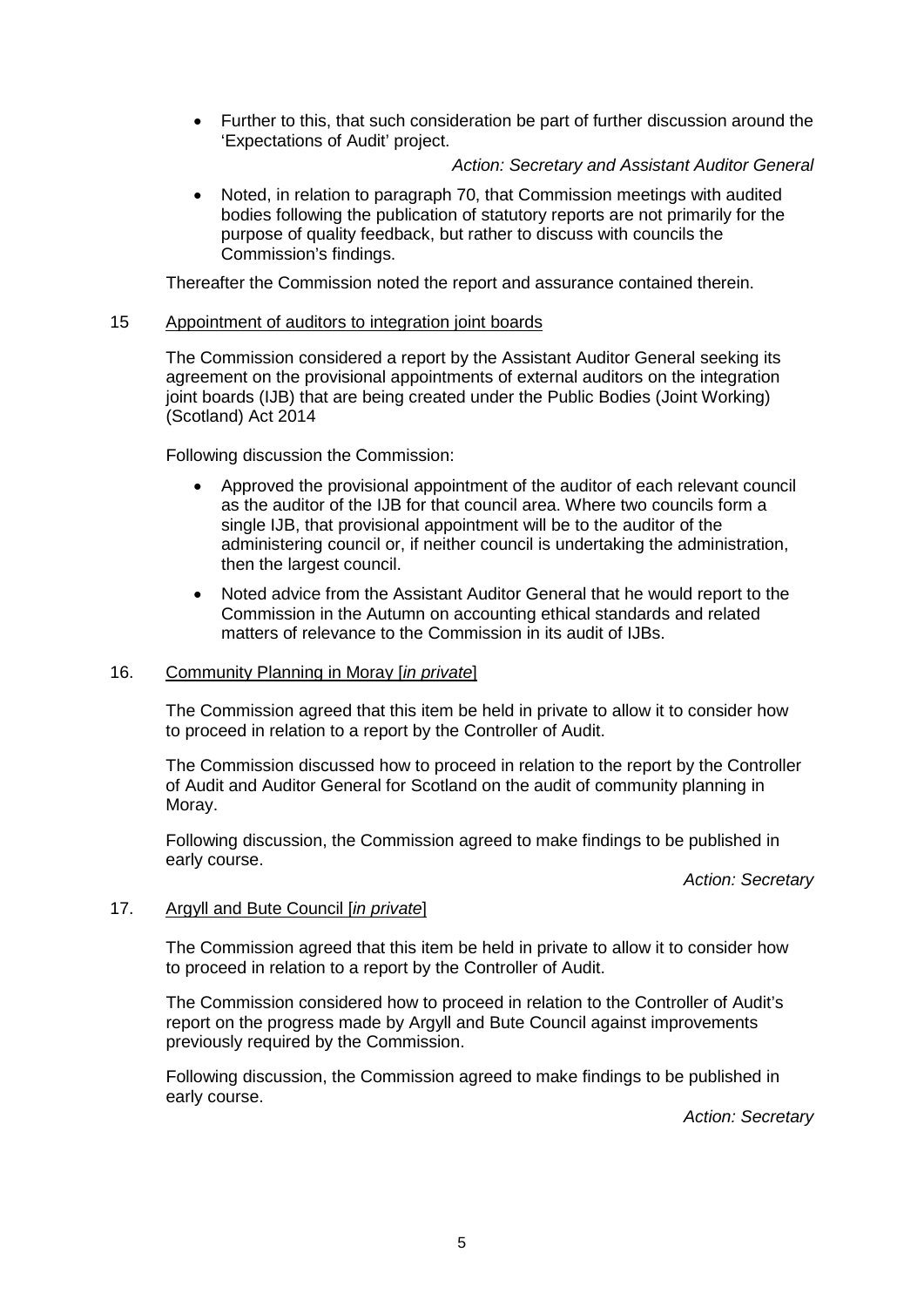- Further to this, that such consideration be part of further discussion around the 'Expectations of Audit' project.

*Action: Secretary and Assistant Auditor General*

- Noted, in relation to paragraph 70, that Commission meetings with audited bodies following the publication of statutory reports are not primarily for the purpose of quality feedback, but rather to discuss with councils the Commission's findings.

Thereafter the Commission noted the report and assurance contained therein.

15 Appointment of auditors to integration joint boards

The Commission considered a report by the Assistant Auditor General seeking its agreement on the provisional appointments of external auditors on the integration joint boards (IJB) that are being created under the Public Bodies (Joint Working) (Scotland) Act 2014

Following discussion the Commission:

- Approved the provisional appointment of the auditor of each relevant council as the auditor of the IJB for that council area. Where two councils form a single IJB, that provisional appointment will be to the auditor of the administering council or, if neither council is undertaking the administration, then the largest council.
- Noted advice from the Assistant Auditor General that he would report to the Commission in the Autumn on accounting ethical standards and related matters of relevance to the Commission in its audit of IJBs.

16. Community Planning in Moray [*in private*]

The Commission agreed that this item be held in private to allow it to consider how to proceed in relation to a report by the Controller of Audit.

The Commission discussed how to proceed in relation to the report by the Controller of Audit and Auditor General for Scotland on the audit of community planning in Moray.

Following discussion, the Commission agreed to make findings to be published in early course.

*Action: Secretary*

17. Argyll and Bute Council [*in private*]

The Commission agreed that this item be held in private to allow it to consider how to proceed in relation to a report by the Controller of Audit.

The Commission considered how to proceed in relation to the Controller of Audit's report on the progress made by Argyll and Bute Council against improvements previously required by the Commission.

Following discussion, the Commission agreed to make findings to be published in early course.

*Action: Secretary*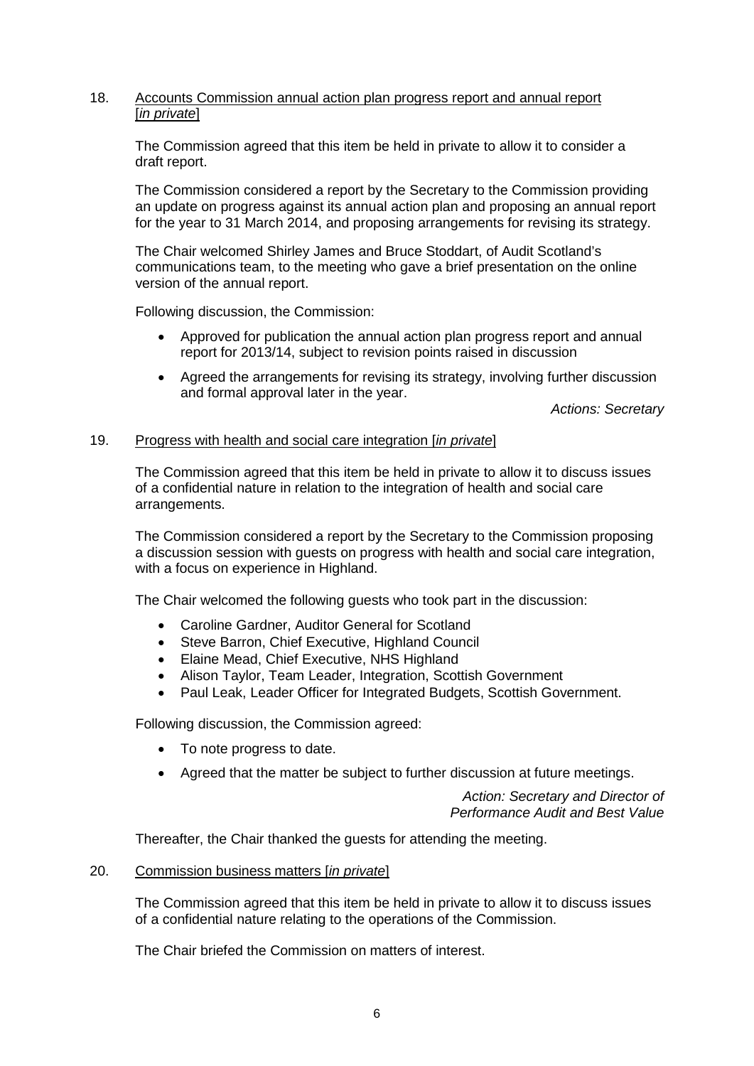18. Accounts Commission annual action plan progress report and annual report [*in private*]

The Commission agreed that this item be held in private to allow it to consider a draft report.

The Commission considered a report by the Secretary to the Commission providing an update on progress against its annual action plan and proposing an annual report for the year to 31 March 2014, and proposing arrangements for revising its strategy.

The Chair welcomed Shirley James and Bruce Stoddart, of Audit Scotland's communications team, to the meeting who gave a brief presentation on the online version of the annual report.

Following discussion, the Commission:

- Approved for publication the annual action plan progress report and annual report for 2013/14, subject to revision points raised in discussion
- Agreed the arrangements for revising its strategy, involving further discussion and formal approval later in the year.

*Actions: Secretary*

19. Progress with health and social care integration [*in private*]

The Commission agreed that this item be held in private to allow it to discuss issues of a confidential nature in relation to the integration of health and social care arrangements.

The Commission considered a report by the Secretary to the Commission proposing a discussion session with guests on progress with health and social care integration, with a focus on experience in Highland.

The Chair welcomed the following guests who took part in the discussion:

- Caroline Gardner, Auditor General for Scotland
- Steve Barron, Chief Executive, Highland Council
- Elaine Mead, Chief Executive, NHS Highland
- Alison Taylor, Team Leader, Integration, Scottish Government
- Paul Leak, Leader Officer for Integrated Budgets, Scottish Government.

Following discussion, the Commission agreed:

- To note progress to date.
- Agreed that the matter be subject to further discussion at future meetings.

*Action: Secretary and Director of Performance Audit and Best Value*

Thereafter, the Chair thanked the guests for attending the meeting.

20. Commission business matters [*in private*]

The Commission agreed that this item be held in private to allow it to discuss issues of a confidential nature relating to the operations of the Commission.

The Chair briefed the Commission on matters of interest.